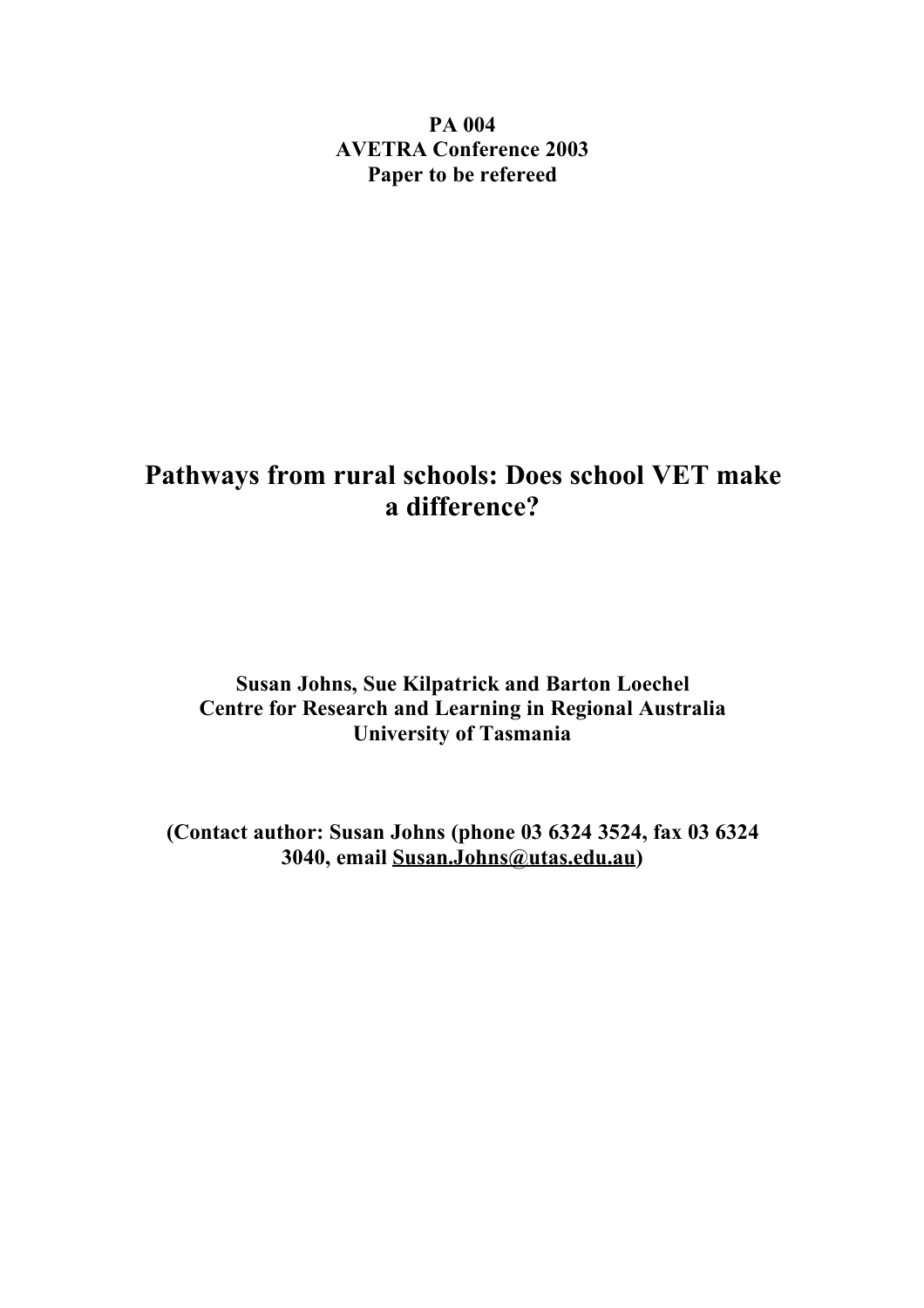**PA 004**
**AVETRA Conference 2003**
**Paper to be refereed**

# Pathways from rural schools: Does school VET make a difference?

**Susan Johns, Sue Kilpatrick and Barton Loechel**
**Centre for Research and Learning in Regional Australia**
**University of Tasmania**

**(Contact author: Susan Johns (phone 03 6324 3524, fax 03 6324 3040, email Susan.Johns@utas.edu.au)**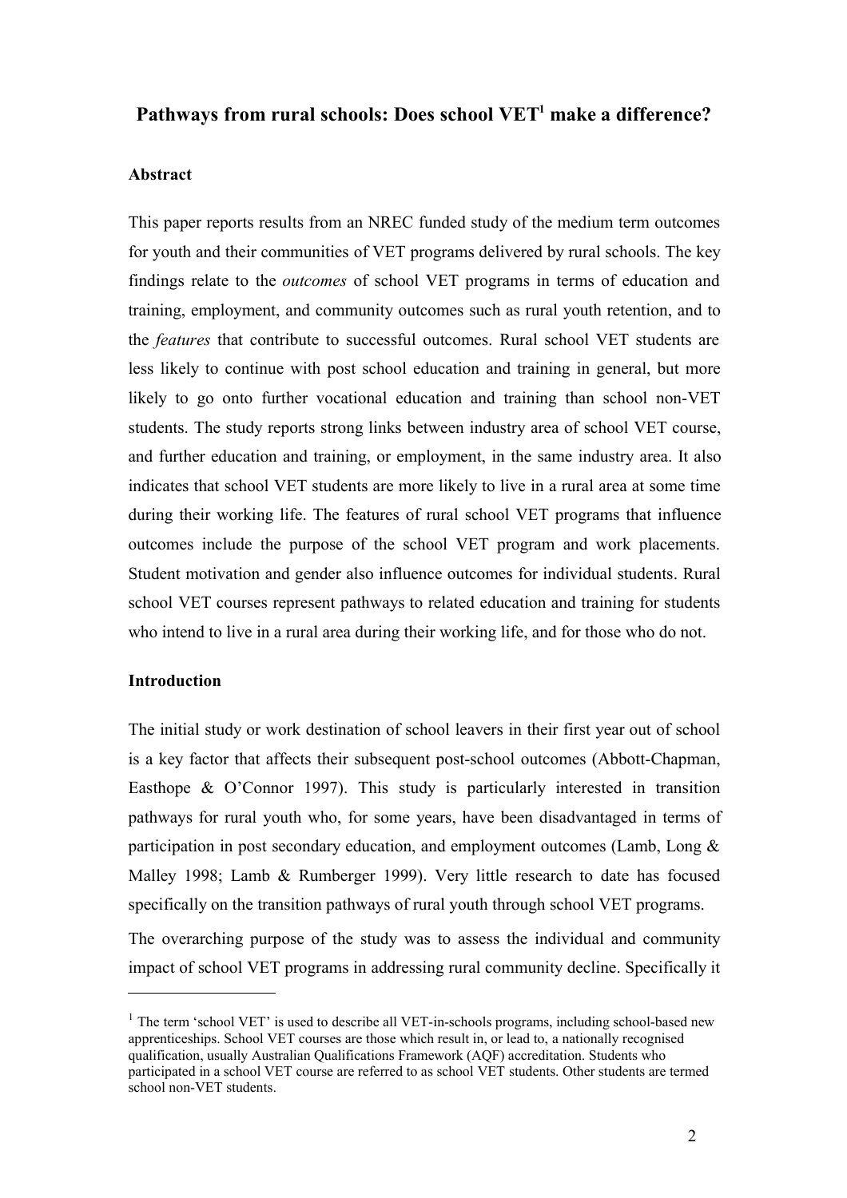# Pathways from rural schools: Does school VET[1] make a difference?

### Abstract

This paper reports results from an NREC funded study of the medium term outcomes for youth and their communities of VET programs delivered by rural schools. The key findings relate to the *outcomes* of school VET programs in terms of education and training, employment, and community outcomes such as rural youth retention, and to the *features* that contribute to successful outcomes. Rural school VET students are less likely to continue with post school education and training in general, but more likely to go onto further vocational education and training than school non-VET students. The study reports strong links between industry area of school VET course, and further education and training, or employment, in the same industry area. It also indicates that school VET students are more likely to live in a rural area at some time during their working life. The features of rural school VET programs that influence outcomes include the purpose of the school VET program and work placements. Student motivation and gender also influence outcomes for individual students. Rural school VET courses represent pathways to related education and training for students who intend to live in a rural area during their working life, and for those who do not.

### Introduction

The initial study or work destination of school leavers in their first year out of school is a key factor that affects their subsequent post-school outcomes (Abbott-Chapman, Easthope & O'Connor 1997). This study is particularly interested in transition pathways for rural youth who, for some years, have been disadvantaged in terms of participation in post secondary education, and employment outcomes (Lamb, Long & Malley 1998; Lamb & Rumberger 1999). Very little research to date has focused specifically on the transition pathways of rural youth through school VET programs.

The overarching purpose of the study was to assess the individual and community impact of school VET programs in addressing rural community decline. Specifically it

---

[1] The term 'school VET' is used to describe all VET-in-schools programs, including school-based new apprenticeships. School VET courses are those which result in, or lead to, a nationally recognised qualification, usually Australian Qualifications Framework (AQF) accreditation. Students who participated in a school VET course are referred to as school VET students. Other students are termed school non-VET students.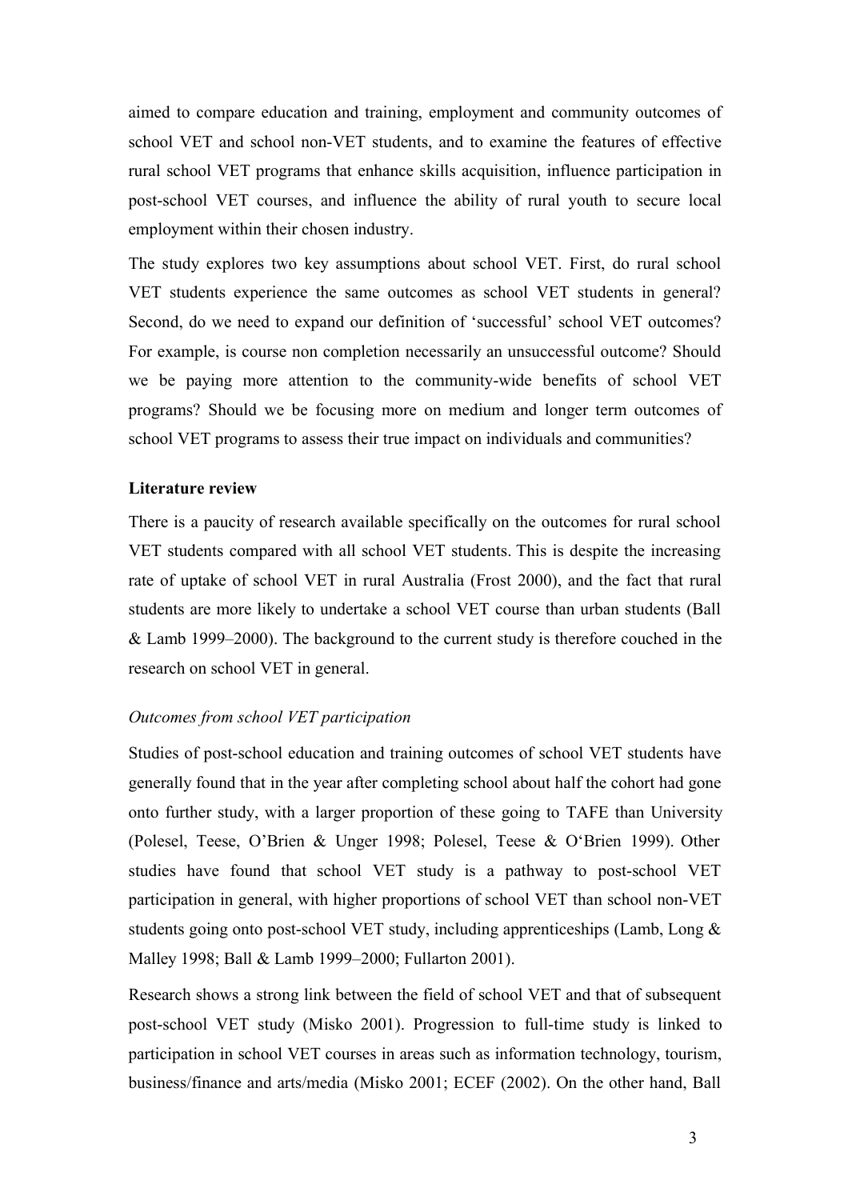aimed to compare education and training, employment and community outcomes of school VET and school non-VET students, and to examine the features of effective rural school VET programs that enhance skills acquisition, influence participation in post-school VET courses, and influence the ability of rural youth to secure local employment within their chosen industry.

The study explores two key assumptions about school VET. First, do rural school VET students experience the same outcomes as school VET students in general? Second, do we need to expand our definition of 'successful' school VET outcomes? For example, is course non completion necessarily an unsuccessful outcome? Should we be paying more attention to the community-wide benefits of school VET programs? Should we be focusing more on medium and longer term outcomes of school VET programs to assess their true impact on individuals and communities?

**Literature review**

There is a paucity of research available specifically on the outcomes for rural school VET students compared with all school VET students. This is despite the increasing rate of uptake of school VET in rural Australia (Frost 2000), and the fact that rural students are more likely to undertake a school VET course than urban students (Ball & Lamb 1999–2000). The background to the current study is therefore couched in the research on school VET in general.

*Outcomes from school VET participation*

Studies of post-school education and training outcomes of school VET students have generally found that in the year after completing school about half the cohort had gone onto further study, with a larger proportion of these going to TAFE than University (Polesel, Teese, O'Brien & Unger 1998; Polesel, Teese & O'Brien 1999). Other studies have found that school VET study is a pathway to post-school VET participation in general, with higher proportions of school VET than school non-VET students going onto post-school VET study, including apprenticeships (Lamb, Long & Malley 1998; Ball & Lamb 1999–2000; Fullarton 2001).

Research shows a strong link between the field of school VET and that of subsequent post-school VET study (Misko 2001). Progression to full-time study is linked to participation in school VET courses in areas such as information technology, tourism, business/finance and arts/media (Misko 2001; ECEF (2002). On the other hand, Ball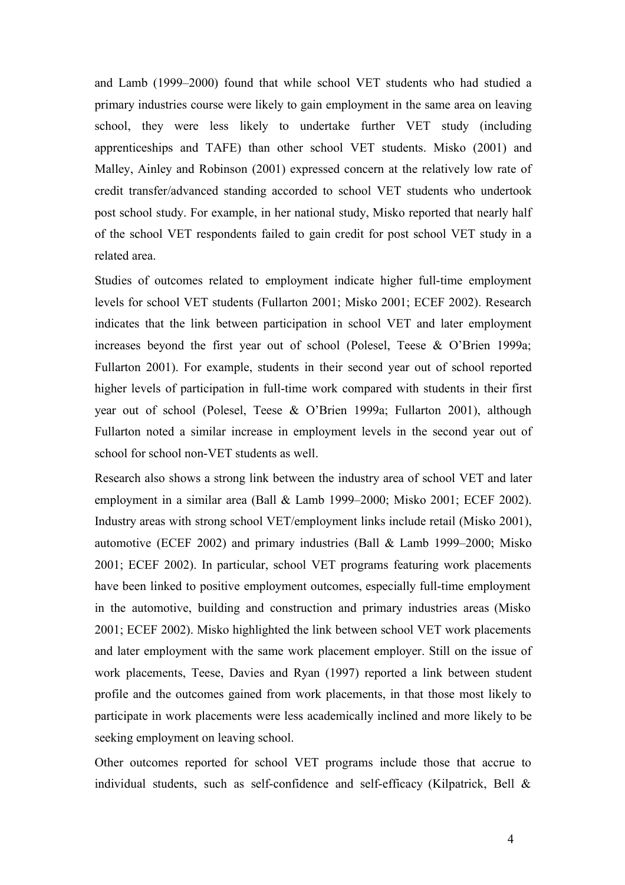and Lamb (1999–2000) found that while school VET students who had studied a primary industries course were likely to gain employment in the same area on leaving school, they were less likely to undertake further VET study (including apprenticeships and TAFE) than other school VET students. Misko (2001) and Malley, Ainley and Robinson (2001) expressed concern at the relatively low rate of credit transfer/advanced standing accorded to school VET students who undertook post school study. For example, in her national study, Misko reported that nearly half of the school VET respondents failed to gain credit for post school VET study in a related area.

Studies of outcomes related to employment indicate higher full-time employment levels for school VET students (Fullarton 2001; Misko 2001; ECEF 2002). Research indicates that the link between participation in school VET and later employment increases beyond the first year out of school (Polesel, Teese & O'Brien 1999a; Fullarton 2001). For example, students in their second year out of school reported higher levels of participation in full-time work compared with students in their first year out of school (Polesel, Teese & O'Brien 1999a; Fullarton 2001), although Fullarton noted a similar increase in employment levels in the second year out of school for school non-VET students as well.

Research also shows a strong link between the industry area of school VET and later employment in a similar area (Ball & Lamb 1999–2000; Misko 2001; ECEF 2002). Industry areas with strong school VET/employment links include retail (Misko 2001), automotive (ECEF 2002) and primary industries (Ball & Lamb 1999–2000; Misko 2001; ECEF 2002). In particular, school VET programs featuring work placements have been linked to positive employment outcomes, especially full-time employment in the automotive, building and construction and primary industries areas (Misko 2001; ECEF 2002). Misko highlighted the link between school VET work placements and later employment with the same work placement employer. Still on the issue of work placements, Teese, Davies and Ryan (1997) reported a link between student profile and the outcomes gained from work placements, in that those most likely to participate in work placements were less academically inclined and more likely to be seeking employment on leaving school.

Other outcomes reported for school VET programs include those that accrue to individual students, such as self-confidence and self-efficacy (Kilpatrick, Bell &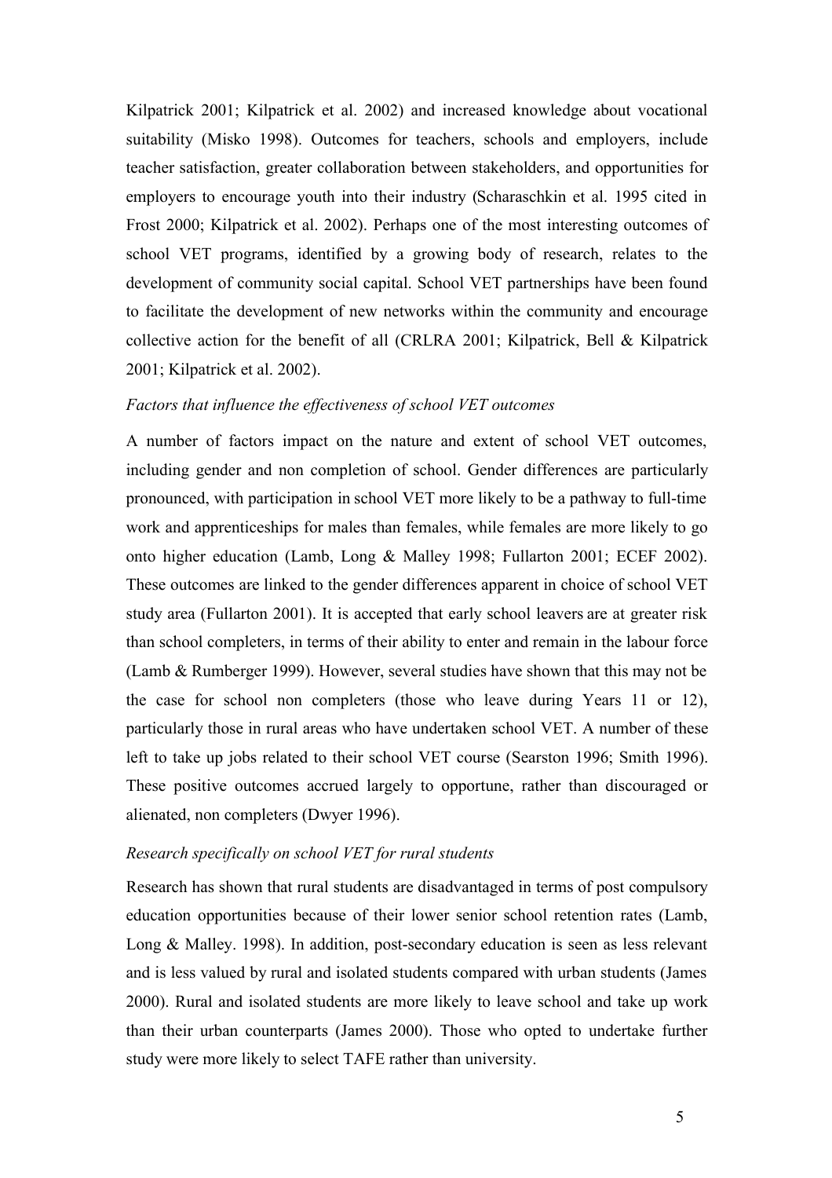Kilpatrick 2001; Kilpatrick et al. 2002) and increased knowledge about vocational suitability (Misko 1998). Outcomes for teachers, schools and employers, include teacher satisfaction, greater collaboration between stakeholders, and opportunities for employers to encourage youth into their industry (Scharaschkin et al. 1995 cited in Frost 2000; Kilpatrick et al. 2002). Perhaps one of the most interesting outcomes of school VET programs, identified by a growing body of research, relates to the development of community social capital. School VET partnerships have been found to facilitate the development of new networks within the community and encourage collective action for the benefit of all (CRLRA 2001; Kilpatrick, Bell & Kilpatrick 2001; Kilpatrick et al. 2002).

*Factors that influence the effectiveness of school VET outcomes*

A number of factors impact on the nature and extent of school VET outcomes, including gender and non completion of school. Gender differences are particularly pronounced, with participation in school VET more likely to be a pathway to full-time work and apprenticeships for males than females, while females are more likely to go onto higher education (Lamb, Long & Malley 1998; Fullarton 2001; ECEF 2002). These outcomes are linked to the gender differences apparent in choice of school VET study area (Fullarton 2001). It is accepted that early school leavers are at greater risk than school completers, in terms of their ability to enter and remain in the labour force (Lamb & Rumberger 1999). However, several studies have shown that this may not be the case for school non completers (those who leave during Years 11 or 12), particularly those in rural areas who have undertaken school VET. A number of these left to take up jobs related to their school VET course (Searston 1996; Smith 1996). These positive outcomes accrued largely to opportune, rather than discouraged or alienated, non completers (Dwyer 1996).

*Research specifically on school VET for rural students*

Research has shown that rural students are disadvantaged in terms of post compulsory education opportunities because of their lower senior school retention rates (Lamb, Long & Malley. 1998). In addition, post-secondary education is seen as less relevant and is less valued by rural and isolated students compared with urban students (James 2000). Rural and isolated students are more likely to leave school and take up work than their urban counterparts (James 2000). Those who opted to undertake further study were more likely to select TAFE rather than university.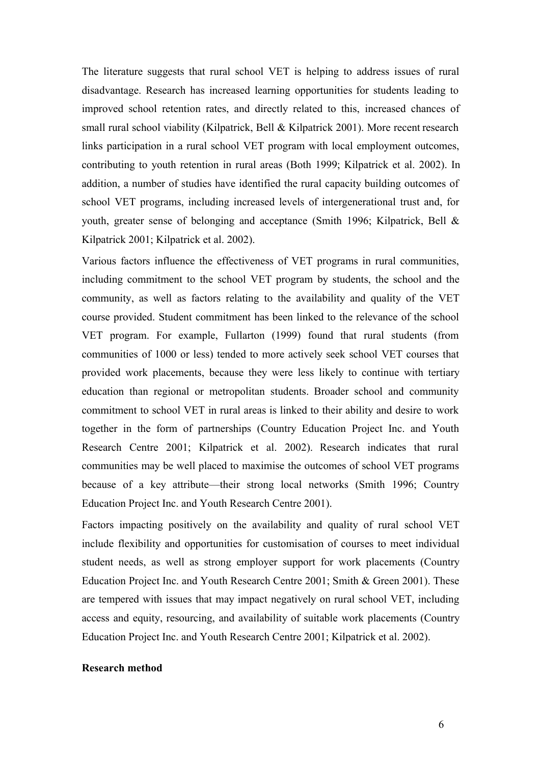The literature suggests that rural school VET is helping to address issues of rural disadvantage. Research has increased learning opportunities for students leading to improved school retention rates, and directly related to this, increased chances of small rural school viability (Kilpatrick, Bell & Kilpatrick 2001). More recent research links participation in a rural school VET program with local employment outcomes, contributing to youth retention in rural areas (Both 1999; Kilpatrick et al. 2002). In addition, a number of studies have identified the rural capacity building outcomes of school VET programs, including increased levels of intergenerational trust and, for youth, greater sense of belonging and acceptance (Smith 1996; Kilpatrick, Bell & Kilpatrick 2001; Kilpatrick et al. 2002).

Various factors influence the effectiveness of VET programs in rural communities, including commitment to the school VET program by students, the school and the community, as well as factors relating to the availability and quality of the VET course provided. Student commitment has been linked to the relevance of the school VET program. For example, Fullarton (1999) found that rural students (from communities of 1000 or less) tended to more actively seek school VET courses that provided work placements, because they were less likely to continue with tertiary education than regional or metropolitan students. Broader school and community commitment to school VET in rural areas is linked to their ability and desire to work together in the form of partnerships (Country Education Project Inc. and Youth Research Centre 2001; Kilpatrick et al. 2002). Research indicates that rural communities may be well placed to maximise the outcomes of school VET programs because of a key attribute—their strong local networks (Smith 1996; Country Education Project Inc. and Youth Research Centre 2001).

Factors impacting positively on the availability and quality of rural school VET include flexibility and opportunities for customisation of courses to meet individual student needs, as well as strong employer support for work placements (Country Education Project Inc. and Youth Research Centre 2001; Smith & Green 2001). These are tempered with issues that may impact negatively on rural school VET, including access and equity, resourcing, and availability of suitable work placements (Country Education Project Inc. and Youth Research Centre 2001; Kilpatrick et al. 2002).

**Research method**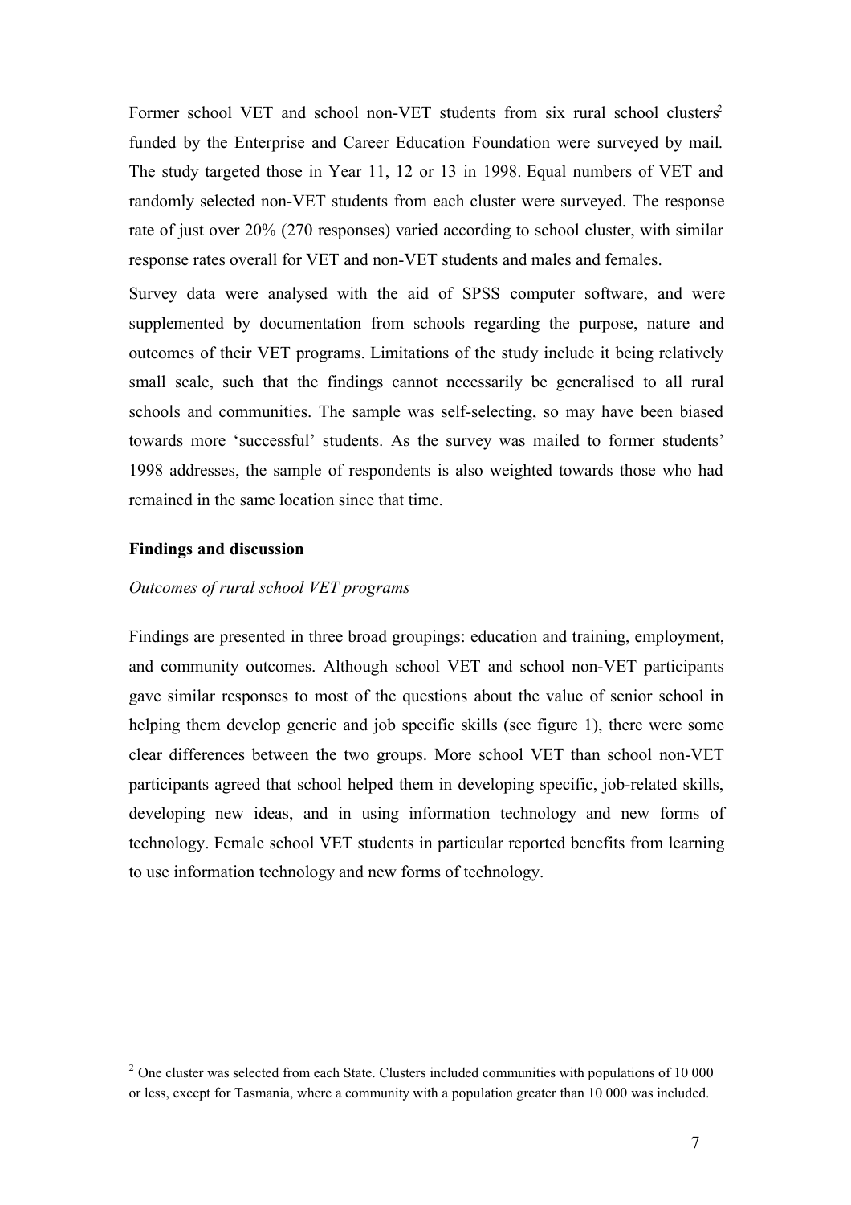Former school VET and school non-VET students from six rural school clusters[2] funded by the Enterprise and Career Education Foundation were surveyed by mail. The study targeted those in Year 11, 12 or 13 in 1998. Equal numbers of VET and randomly selected non-VET students from each cluster were surveyed. The response rate of just over 20% (270 responses) varied according to school cluster, with similar response rates overall for VET and non-VET students and males and females.

Survey data were analysed with the aid of SPSS computer software, and were supplemented by documentation from schools regarding the purpose, nature and outcomes of their VET programs. Limitations of the study include it being relatively small scale, such that the findings cannot necessarily be generalised to all rural schools and communities. The sample was self-selecting, so may have been biased towards more 'successful' students. As the survey was mailed to former students' 1998 addresses, the sample of respondents is also weighted towards those who had remained in the same location since that time.

### Findings and discussion

*Outcomes of rural school VET programs*

Findings are presented in three broad groupings: education and training, employment, and community outcomes. Although school VET and school non-VET participants gave similar responses to most of the questions about the value of senior school in helping them develop generic and job specific skills (see figure 1), there were some clear differences between the two groups. More school VET than school non-VET participants agreed that school helped them in developing specific, job-related skills, developing new ideas, and in using information technology and new forms of technology. Female school VET students in particular reported benefits from learning to use information technology and new forms of technology.

---

[2] One cluster was selected from each State. Clusters included communities with populations of 10 000 or less, except for Tasmania, where a community with a population greater than 10 000 was included.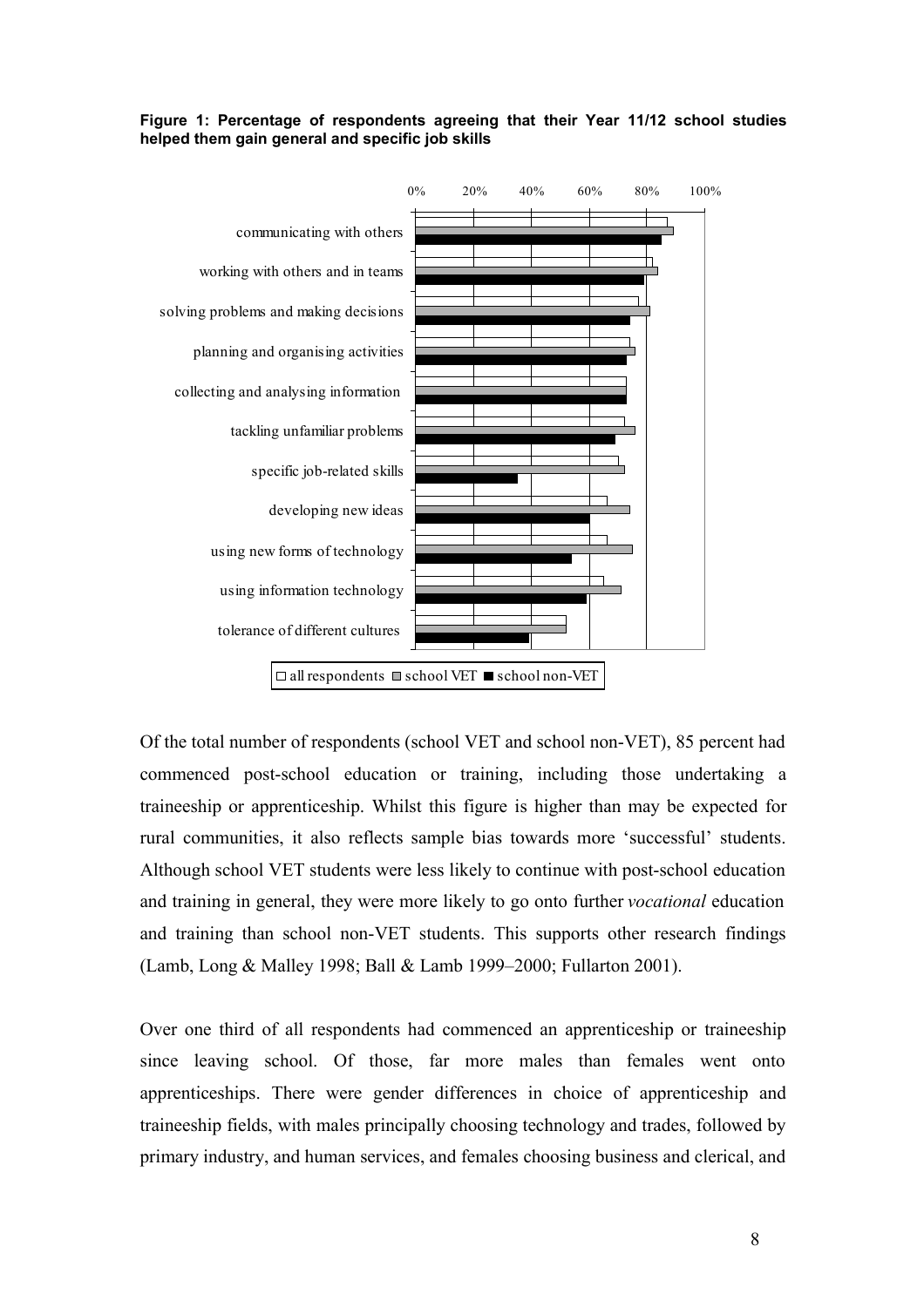**Figure 1: Percentage of respondents agreeing that their Year 11/12 school studies helped them gain general and specific job skills**

Of the total number of respondents (school VET and school non-VET), 85 percent had commenced post-school education or training, including those undertaking a traineeship or apprenticeship. Whilst this figure is higher than may be expected for rural communities, it also reflects sample bias towards more 'successful' students. Although school VET students were less likely to continue with post-school education and training in general, they were more likely to go onto further *vocational* education and training than school non-VET students. This supports other research findings (Lamb, Long & Malley 1998; Ball & Lamb 1999–2000; Fullarton 2001).

Over one third of all respondents had commenced an apprenticeship or traineeship since leaving school. Of those, far more males than females went onto apprenticeships. There were gender differences in choice of apprenticeship and traineeship fields, with males principally choosing technology and trades, followed by primary industry, and human services, and females choosing business and clerical, and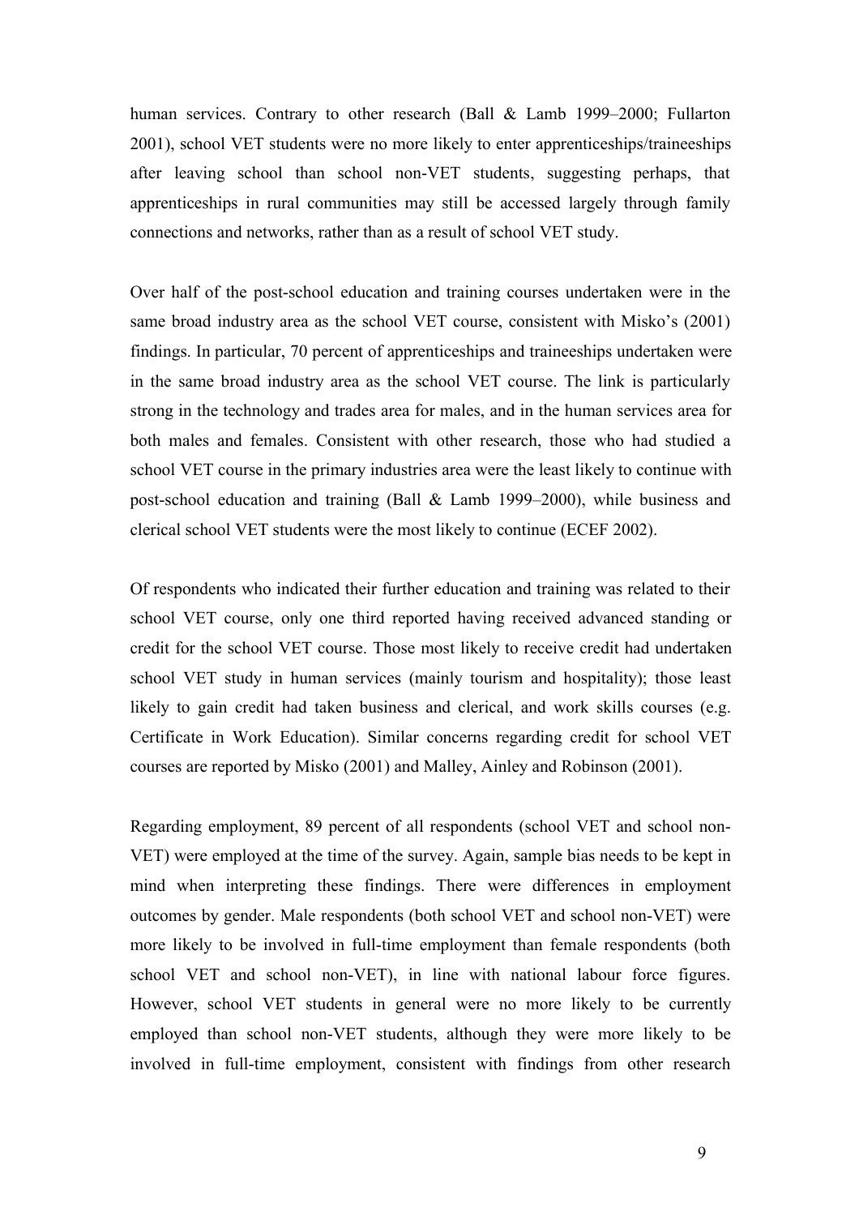human services. Contrary to other research (Ball & Lamb 1999–2000; Fullarton 2001), school VET students were no more likely to enter apprenticeships/traineeships after leaving school than school non-VET students, suggesting perhaps, that apprenticeships in rural communities may still be accessed largely through family connections and networks, rather than as a result of school VET study.

Over half of the post-school education and training courses undertaken were in the same broad industry area as the school VET course, consistent with Misko's (2001) findings. In particular, 70 percent of apprenticeships and traineeships undertaken were in the same broad industry area as the school VET course. The link is particularly strong in the technology and trades area for males, and in the human services area for both males and females. Consistent with other research, those who had studied a school VET course in the primary industries area were the least likely to continue with post-school education and training (Ball & Lamb 1999–2000), while business and clerical school VET students were the most likely to continue (ECEF 2002).

Of respondents who indicated their further education and training was related to their school VET course, only one third reported having received advanced standing or credit for the school VET course. Those most likely to receive credit had undertaken school VET study in human services (mainly tourism and hospitality); those least likely to gain credit had taken business and clerical, and work skills courses (e.g. Certificate in Work Education). Similar concerns regarding credit for school VET courses are reported by Misko (2001) and Malley, Ainley and Robinson (2001).

Regarding employment, 89 percent of all respondents (school VET and school non-VET) were employed at the time of the survey. Again, sample bias needs to be kept in mind when interpreting these findings. There were differences in employment outcomes by gender. Male respondents (both school VET and school non-VET) were more likely to be involved in full-time employment than female respondents (both school VET and school non-VET), in line with national labour force figures. However, school VET students in general were no more likely to be currently employed than school non-VET students, although they were more likely to be involved in full-time employment, consistent with findings from other research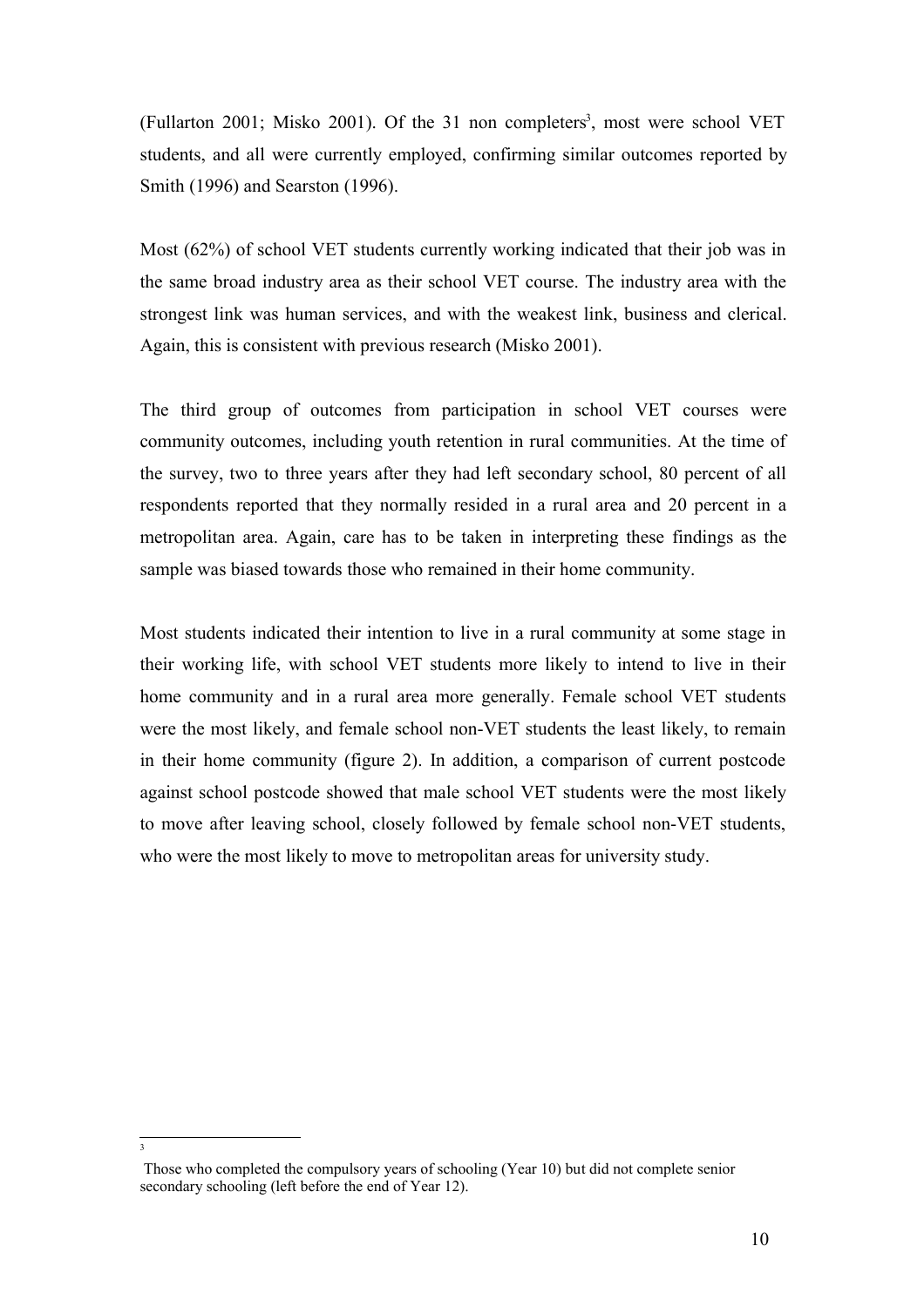(Fullarton 2001; Misko 2001). Of the 31 non completers[3], most were school VET students, and all were currently employed, confirming similar outcomes reported by Smith (1996) and Searston (1996).

Most (62%) of school VET students currently working indicated that their job was in the same broad industry area as their school VET course. The industry area with the strongest link was human services, and with the weakest link, business and clerical. Again, this is consistent with previous research (Misko 2001).

The third group of outcomes from participation in school VET courses were community outcomes, including youth retention in rural communities. At the time of the survey, two to three years after they had left secondary school, 80 percent of all respondents reported that they normally resided in a rural area and 20 percent in a metropolitan area. Again, care has to be taken in interpreting these findings as the sample was biased towards those who remained in their home community.

Most students indicated their intention to live in a rural community at some stage in their working life, with school VET students more likely to intend to live in their home community and in a rural area more generally. Female school VET students were the most likely, and female school non-VET students the least likely, to remain in their home community (figure 2). In addition, a comparison of current postcode against school postcode showed that male school VET students were the most likely to move after leaving school, closely followed by female school non-VET students, who were the most likely to move to metropolitan areas for university study.

---

[3] Those who completed the compulsory years of schooling (Year 10) but did not complete senior secondary schooling (left before the end of Year 12).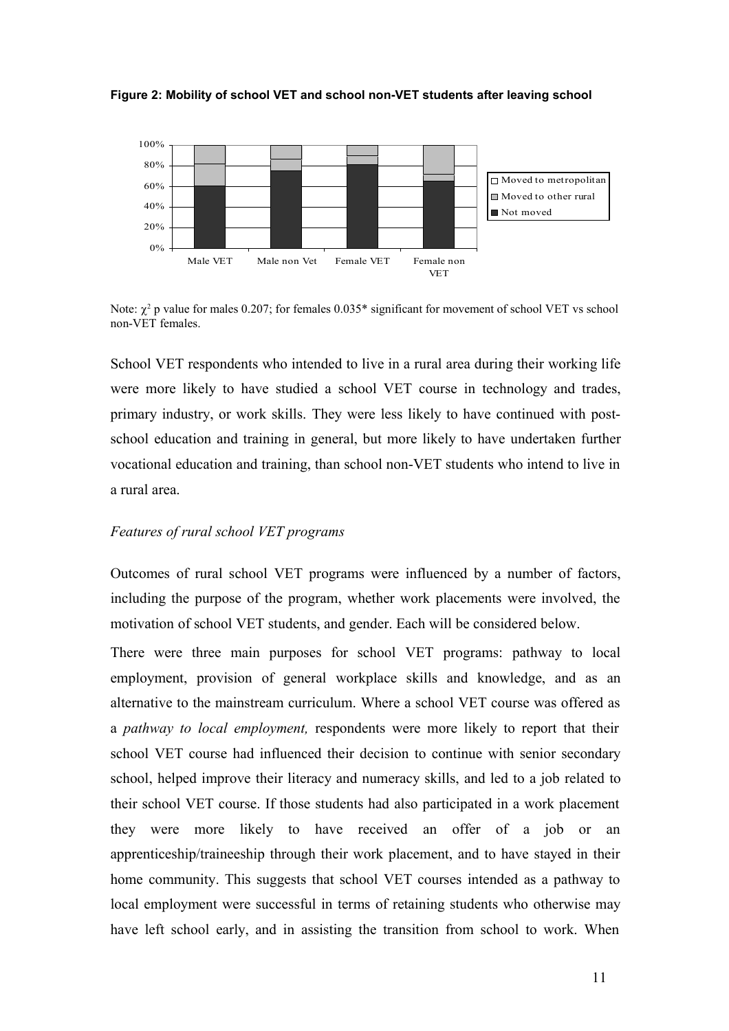**Figure 2: Mobility of school VET and school non-VET students after leaving school**

Note: $\chi^2$ p value for males 0.207; for females 0.035* significant for movement of school VET vs school non-VET females.

School VET respondents who intended to live in a rural area during their working life were more likely to have studied a school VET course in technology and trades, primary industry, or work skills. They were less likely to have continued with post-school education and training in general, but more likely to have undertaken further vocational education and training, than school non-VET students who intend to live in a rural area.

*Features of rural school VET programs*

Outcomes of rural school VET programs were influenced by a number of factors, including the purpose of the program, whether work placements were involved, the motivation of school VET students, and gender. Each will be considered below.

There were three main purposes for school VET programs: pathway to local employment, provision of general workplace skills and knowledge, and as an alternative to the mainstream curriculum. Where a school VET course was offered as a *pathway to local employment,* respondents were more likely to report that their school VET course had influenced their decision to continue with senior secondary school, helped improve their literacy and numeracy skills, and led to a job related to their school VET course. If those students had also participated in a work placement they were more likely to have received an offer of a job or an apprenticeship/traineeship through their work placement, and to have stayed in their home community. This suggests that school VET courses intended as a pathway to local employment were successful in terms of retaining students who otherwise may have left school early, and in assisting the transition from school to work. When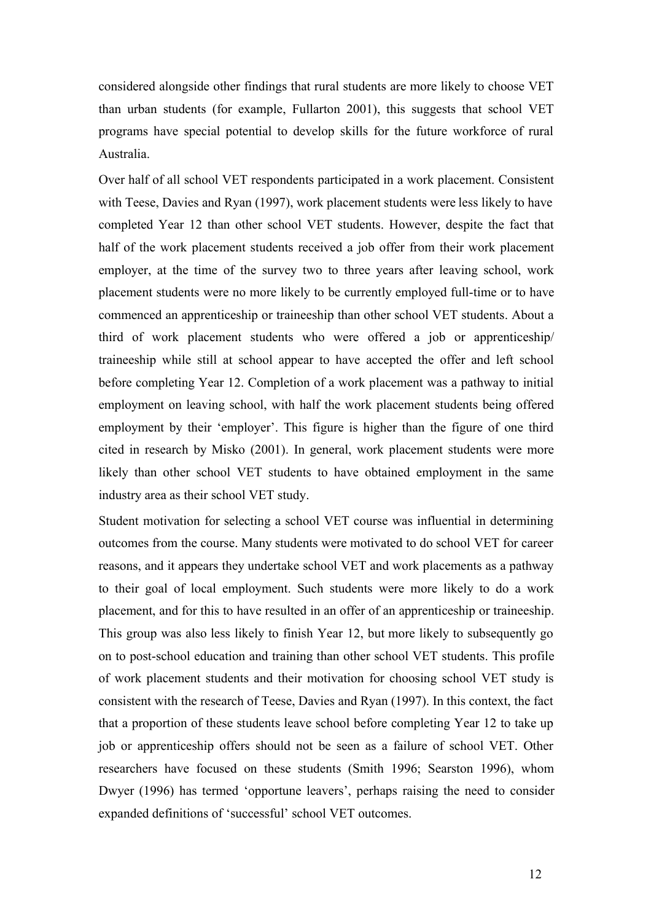considered alongside other findings that rural students are more likely to choose VET than urban students (for example, Fullarton 2001), this suggests that school VET programs have special potential to develop skills for the future workforce of rural Australia.

Over half of all school VET respondents participated in a work placement. Consistent with Teese, Davies and Ryan (1997), work placement students were less likely to have completed Year 12 than other school VET students. However, despite the fact that half of the work placement students received a job offer from their work placement employer, at the time of the survey two to three years after leaving school, work placement students were no more likely to be currently employed full-time or to have commenced an apprenticeship or traineeship than other school VET students. About a third of work placement students who were offered a job or apprenticeship/ traineeship while still at school appear to have accepted the offer and left school before completing Year 12. Completion of a work placement was a pathway to initial employment on leaving school, with half the work placement students being offered employment by their 'employer'. This figure is higher than the figure of one third cited in research by Misko (2001). In general, work placement students were more likely than other school VET students to have obtained employment in the same industry area as their school VET study.

Student motivation for selecting a school VET course was influential in determining outcomes from the course. Many students were motivated to do school VET for career reasons, and it appears they undertake school VET and work placements as a pathway to their goal of local employment. Such students were more likely to do a work placement, and for this to have resulted in an offer of an apprenticeship or traineeship. This group was also less likely to finish Year 12, but more likely to subsequently go on to post-school education and training than other school VET students. This profile of work placement students and their motivation for choosing school VET study is consistent with the research of Teese, Davies and Ryan (1997). In this context, the fact that a proportion of these students leave school before completing Year 12 to take up job or apprenticeship offers should not be seen as a failure of school VET. Other researchers have focused on these students (Smith 1996; Searston 1996), whom Dwyer (1996) has termed 'opportune leavers', perhaps raising the need to consider expanded definitions of 'successful' school VET outcomes.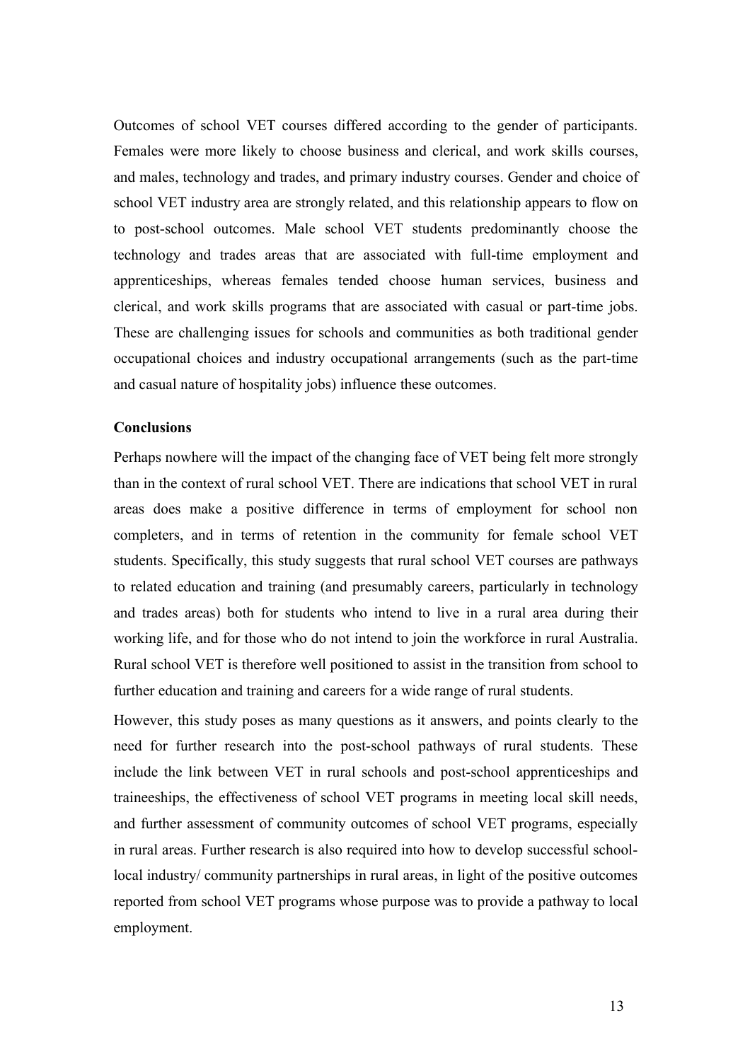Outcomes of school VET courses differed according to the gender of participants. Females were more likely to choose business and clerical, and work skills courses, and males, technology and trades, and primary industry courses. Gender and choice of school VET industry area are strongly related, and this relationship appears to flow on to post-school outcomes. Male school VET students predominantly choose the technology and trades areas that are associated with full-time employment and apprenticeships, whereas females tended choose human services, business and clerical, and work skills programs that are associated with casual or part-time jobs. These are challenging issues for schools and communities as both traditional gender occupational choices and industry occupational arrangements (such as the part-time and casual nature of hospitality jobs) influence these outcomes.

**Conclusions**

Perhaps nowhere will the impact of the changing face of VET being felt more strongly than in the context of rural school VET. There are indications that school VET in rural areas does make a positive difference in terms of employment for school non completers, and in terms of retention in the community for female school VET students. Specifically, this study suggests that rural school VET courses are pathways to related education and training (and presumably careers, particularly in technology and trades areas) both for students who intend to live in a rural area during their working life, and for those who do not intend to join the workforce in rural Australia. Rural school VET is therefore well positioned to assist in the transition from school to further education and training and careers for a wide range of rural students.

However, this study poses as many questions as it answers, and points clearly to the need for further research into the post-school pathways of rural students. These include the link between VET in rural schools and post-school apprenticeships and traineeships, the effectiveness of school VET programs in meeting local skill needs, and further assessment of community outcomes of school VET programs, especially in rural areas. Further research is also required into how to develop successful school-local industry/ community partnerships in rural areas, in light of the positive outcomes reported from school VET programs whose purpose was to provide a pathway to local employment.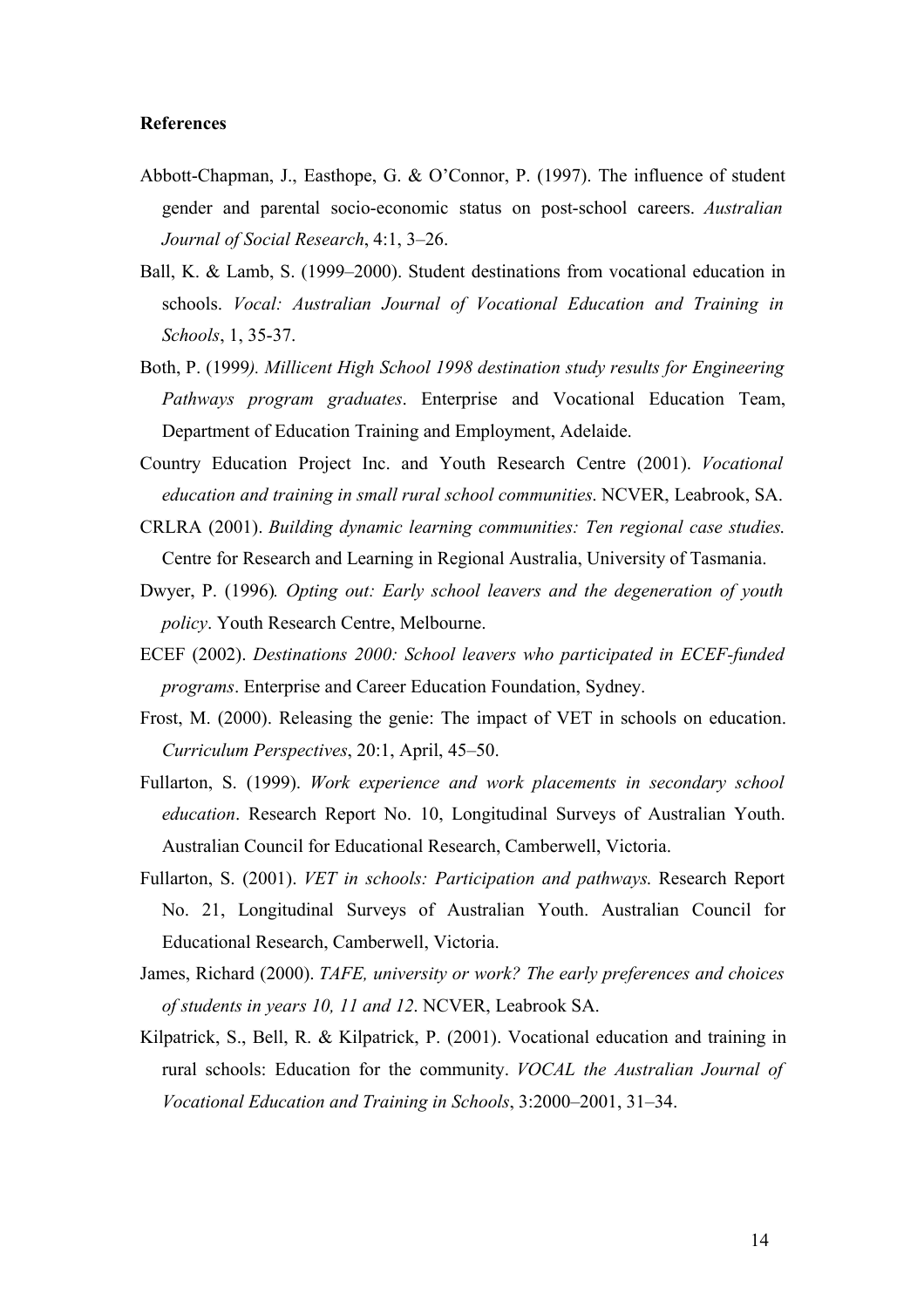**References**

Abbott-Chapman, J., Easthope, G. & O'Connor, P. (1997). The influence of student gender and parental socio-economic status on post-school careers. *Australian Journal of Social Research*, 4:1, 3–26.

Ball, K. & Lamb, S. (1999–2000). Student destinations from vocational education in schools. *Vocal: Australian Journal of Vocational Education and Training in Schools*, 1, 35-37.

Both, P. (1999*). Millicent High School 1998 destination study results for Engineering Pathways program graduates*. Enterprise and Vocational Education Team, Department of Education Training and Employment, Adelaide.

Country Education Project Inc. and Youth Research Centre (2001). *Vocational education and training in small rural school communities*. NCVER, Leabrook, SA.

CRLRA (2001). *Building dynamic learning communities: Ten regional case studies.* Centre for Research and Learning in Regional Australia, University of Tasmania.

Dwyer, P. (1996)*. Opting out: Early school leavers and the degeneration of youth policy*. Youth Research Centre, Melbourne.

ECEF (2002). *Destinations 2000: School leavers who participated in ECEF-funded programs*. Enterprise and Career Education Foundation, Sydney.

Frost, M. (2000). Releasing the genie: The impact of VET in schools on education. *Curriculum Perspectives*, 20:1, April, 45–50.

Fullarton, S. (1999). *Work experience and work placements in secondary school education*. Research Report No. 10, Longitudinal Surveys of Australian Youth. Australian Council for Educational Research, Camberwell, Victoria.

Fullarton, S. (2001). *VET in schools: Participation and pathways.* Research Report No. 21, Longitudinal Surveys of Australian Youth. Australian Council for Educational Research, Camberwell, Victoria.

James, Richard (2000). *TAFE, university or work? The early preferences and choices of students in years 10, 11 and 12*. NCVER, Leabrook SA.

Kilpatrick, S., Bell, R. & Kilpatrick, P. (2001). Vocational education and training in rural schools: Education for the community. *VOCAL the Australian Journal of Vocational Education and Training in Schools*, 3:2000–2001, 31–34.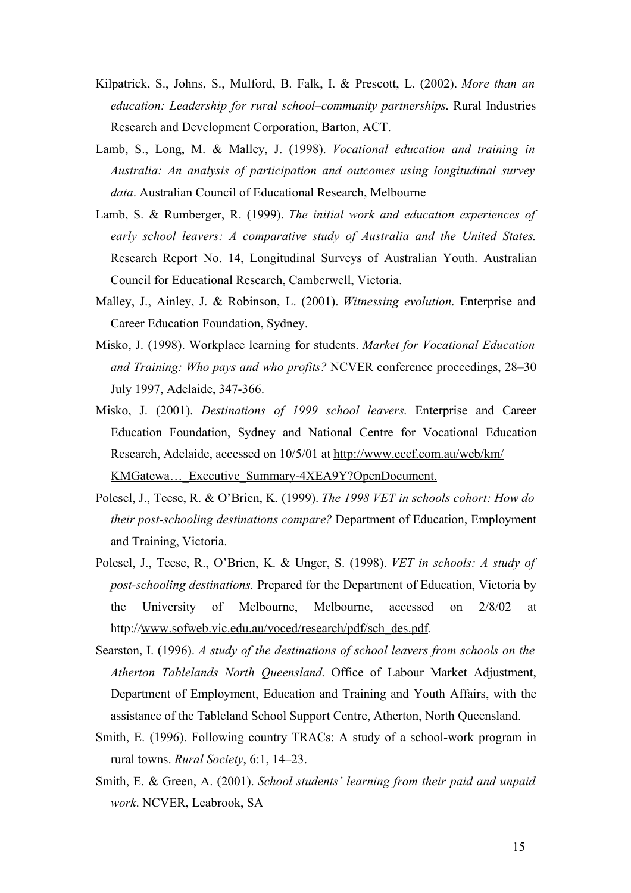Kilpatrick, S., Johns, S., Mulford, B. Falk, I. & Prescott, L. (2002). *More than an education: Leadership for rural school–community partnerships.* Rural Industries Research and Development Corporation, Barton, ACT.

Lamb, S., Long, M. & Malley, J. (1998). *Vocational education and training in Australia: An analysis of participation and outcomes using longitudinal survey data*. Australian Council of Educational Research, Melbourne

Lamb, S. & Rumberger, R. (1999). *The initial work and education experiences of early school leavers: A comparative study of Australia and the United States.* Research Report No. 14, Longitudinal Surveys of Australian Youth. Australian Council for Educational Research, Camberwell, Victoria.

Malley, J., Ainley, J. & Robinson, L. (2001). *Witnessing evolution*. Enterprise and Career Education Foundation, Sydney.

Misko, J. (1998). Workplace learning for students. *Market for Vocational Education and Training: Who pays and who profits?* NCVER conference proceedings, 28–30 July 1997, Adelaide, 347-366.

Misko, J. (2001). *Destinations of 1999 school leavers.* Enterprise and Career Education Foundation, Sydney and National Centre for Vocational Education Research, Adelaide, accessed on 10/5/01 at http://www.ecef.com.au/web/km/KMGatewa…_Executive_Summary-4XEA9Y?OpenDocument.

Polesel, J., Teese, R. & O'Brien, K. (1999). *The 1998 VET in schools cohort: How do their post-schooling destinations compare?* Department of Education, Employment and Training, Victoria.

Polesel, J., Teese, R., O'Brien, K. & Unger, S. (1998). *VET in schools: A study of post-schooling destinations.* Prepared for the Department of Education, Victoria by the University of Melbourne, Melbourne, accessed on 2/8/02 at http://www.sofweb.vic.edu.au/voced/research/pdf/sch_des.pdf.

Searston, I. (1996). *A study of the destinations of school leavers from schools on the Atherton Tablelands North Queensland.* Office of Labour Market Adjustment, Department of Employment, Education and Training and Youth Affairs, with the assistance of the Tableland School Support Centre, Atherton, North Queensland.

Smith, E. (1996). Following country TRACs: A study of a school-work program in rural towns. *Rural Society*, 6:1, 14–23.

Smith, E. & Green, A. (2001). *School students' learning from their paid and unpaid work*. NCVER, Leabrook, SA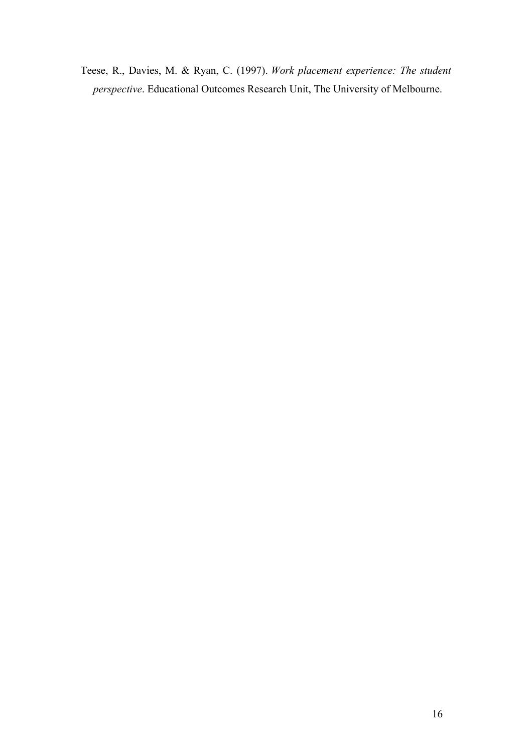Teese, R., Davies, M. & Ryan, C. (1997). *Work placement experience: The student perspective*. Educational Outcomes Research Unit, The University of Melbourne.